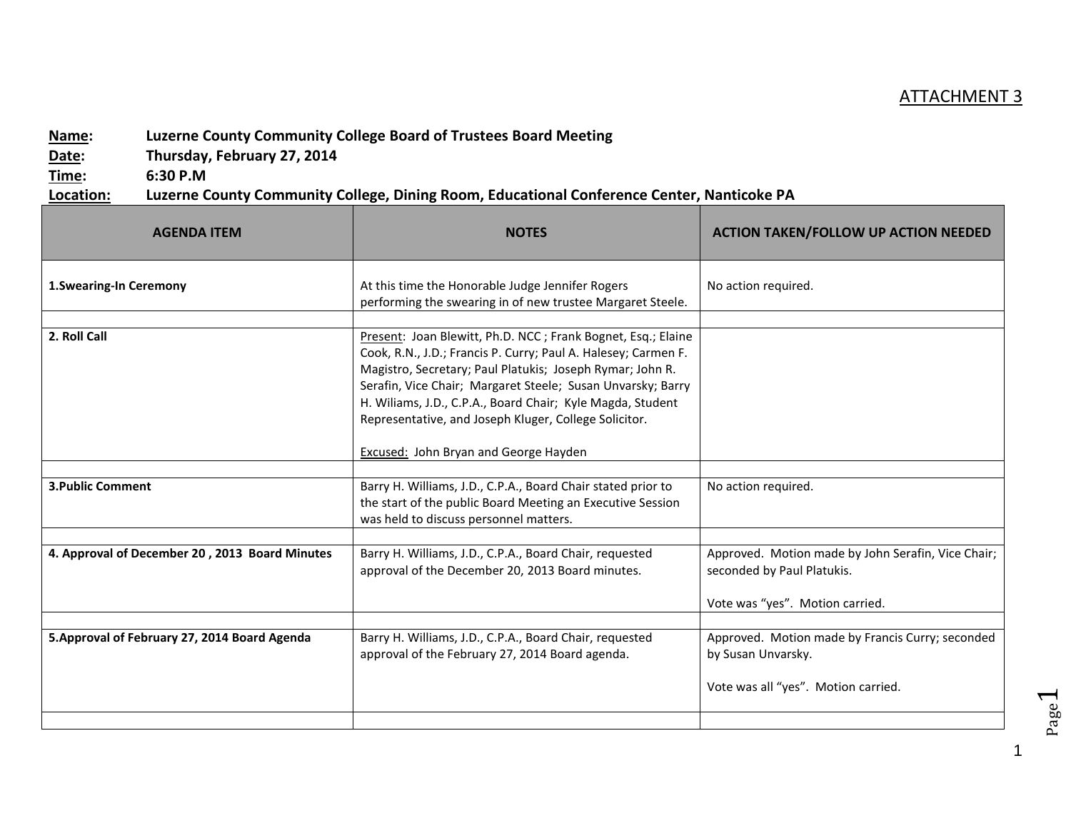ATTACHMENT 3

**Name:** Luzerne County Community College Board of Trustees Board Meeting
**Date:** Thursday, February 27, 2014
**Time:** 6:30 P.M
**Location:** Luzerne County Community College, Dining Room, Educational Conference Center, Nanticoke PA

| AGENDA ITEM | NOTES | ACTION TAKEN/FOLLOW UP ACTION NEEDED |
|---|---|---|
| **1.Swearing-In Ceremony** | At this time the Honorable Judge Jennifer Rogers performing the swearing in of new trustee Margaret Steele. | No action required. |
| | | |
| **2. Roll Call** | Present: Joan Blewitt, Ph.D. NCC ; Frank Bognet, Esq.; Elaine Cook, R.N., J.D.; Francis P. Curry; Paul A. Halesey; Carmen F. Magistro, Secretary; Paul Platukis; Joseph Rymar; John R. Serafin, Vice Chair; Margaret Steele; Susan Unvarsky; Barry H. Wiliams, J.D., C.P.A., Board Chair; Kyle Magda, Student Representative, and Joseph Kluger, College Solicitor.<br><br>Excused: John Bryan and George Hayden | |
| | | |
| **3.Public Comment** | Barry H. Williams, J.D., C.P.A., Board Chair stated prior to the start of the public Board Meeting an Executive Session was held to discuss personnel matters. | No action required. |
| | | |
| **4. Approval of December 20 , 2013 Board Minutes** | Barry H. Williams, J.D., C.P.A., Board Chair, requested approval of the December 20, 2013 Board minutes. | Approved. Motion made by John Serafin, Vice Chair; seconded by Paul Platukis.<br><br>Vote was "yes". Motion carried. |
| | | |
| **5.Approval of February 27, 2014 Board Agenda** | Barry H. Williams, J.D., C.P.A., Board Chair, requested approval of the February 27, 2014 Board agenda. | Approved. Motion made by Francis Curry; seconded by Susan Unvarsky.<br><br>Vote was all "yes". Motion carried. |
| | | |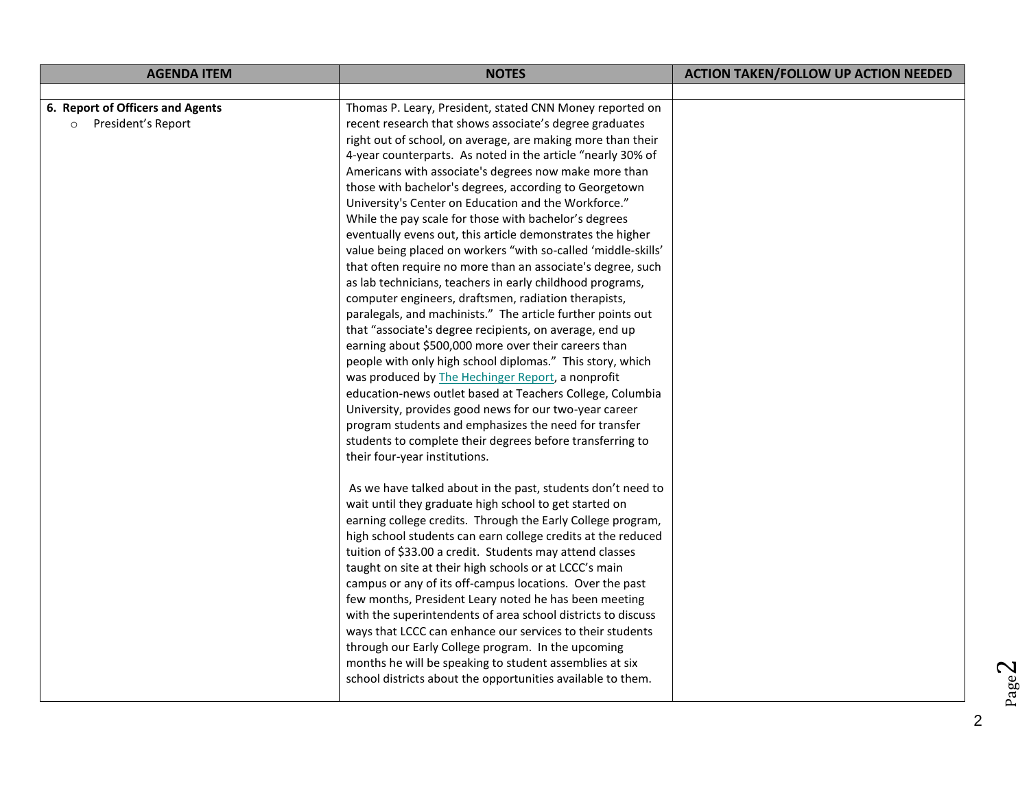| AGENDA ITEM | NOTES | ACTION TAKEN/FOLLOW UP ACTION NEEDED |
|---|---|---|
| | | |
| **6. Report of Officers and Agents**<br>○ President's Report | Thomas P. Leary, President, stated CNN Money reported on recent research that shows associate's degree graduates right out of school, on average, are making more than their 4-year counterparts. As noted in the article "nearly 30% of Americans with associate's degrees now make more than those with bachelor's degrees, according to Georgetown University's Center on Education and the Workforce." While the pay scale for those with bachelor's degrees eventually evens out, this article demonstrates the higher value being placed on workers "with so-called 'middle-skills' that often require no more than an associate's degree, such as lab technicians, teachers in early childhood programs, computer engineers, draftsmen, radiation therapists, paralegals, and machinists." The article further points out that "associate's degree recipients, on average, end up earning about $500,000 more over their careers than people with only high school diplomas." This story, which was produced by The Hechinger Report, a nonprofit education-news outlet based at Teachers College, Columbia University, provides good news for our two-year career program students and emphasizes the need for transfer students to complete their degrees before transferring to their four-year institutions.<br><br>As we have talked about in the past, students don't need to wait until they graduate high school to get started on earning college credits. Through the Early College program, high school students can earn college credits at the reduced tuition of $33.00 a credit. Students may attend classes taught on site at their high schools or at LCCC's main campus or any of its off-campus locations. Over the past few months, President Leary noted he has been meeting with the superintendents of area school districts to discuss ways that LCCC can enhance our services to their students through our Early College program. In the upcoming months he will be speaking to student assemblies at six school districts about the opportunities available to them. | |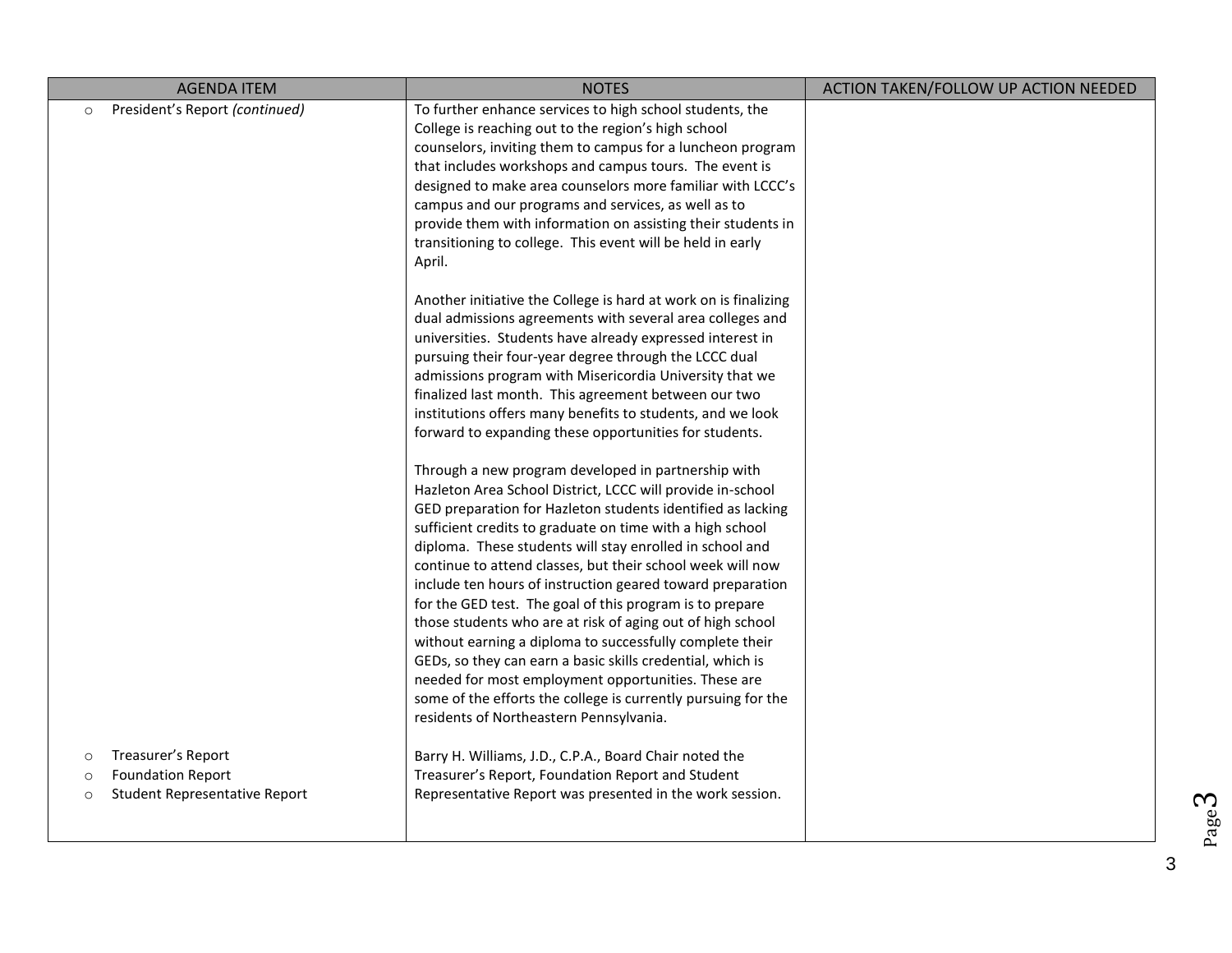| AGENDA ITEM | NOTES | ACTION TAKEN/FOLLOW UP ACTION NEEDED |
|---|---|---|
| ○ President's Report *(continued)* | To further enhance services to high school students, the College is reaching out to the region's high school counselors, inviting them to campus for a luncheon program that includes workshops and campus tours. The event is designed to make area counselors more familiar with LCCC's campus and our programs and services, as well as to provide them with information on assisting their students in transitioning to college. This event will be held in early April.<br><br>Another initiative the College is hard at work on is finalizing dual admissions agreements with several area colleges and universities. Students have already expressed interest in pursuing their four-year degree through the LCCC dual admissions program with Misericordia University that we finalized last month. This agreement between our two institutions offers many benefits to students, and we look forward to expanding these opportunities for students.<br><br>Through a new program developed in partnership with Hazleton Area School District, LCCC will provide in-school GED preparation for Hazleton students identified as lacking sufficient credits to graduate on time with a high school diploma. These students will stay enrolled in school and continue to attend classes, but their school week will now include ten hours of instruction geared toward preparation for the GED test. The goal of this program is to prepare those students who are at risk of aging out of high school without earning a diploma to successfully complete their GEDs, so they can earn a basic skills credential, which is needed for most employment opportunities. These are some of the efforts the college is currently pursuing for the residents of Northeastern Pennsylvania. | |
| ○ Treasurer's Report<br>○ Foundation Report<br>○ Student Representative Report | Barry H. Williams, J.D., C.P.A., Board Chair noted the Treasurer's Report, Foundation Report and Student Representative Report was presented in the work session. | |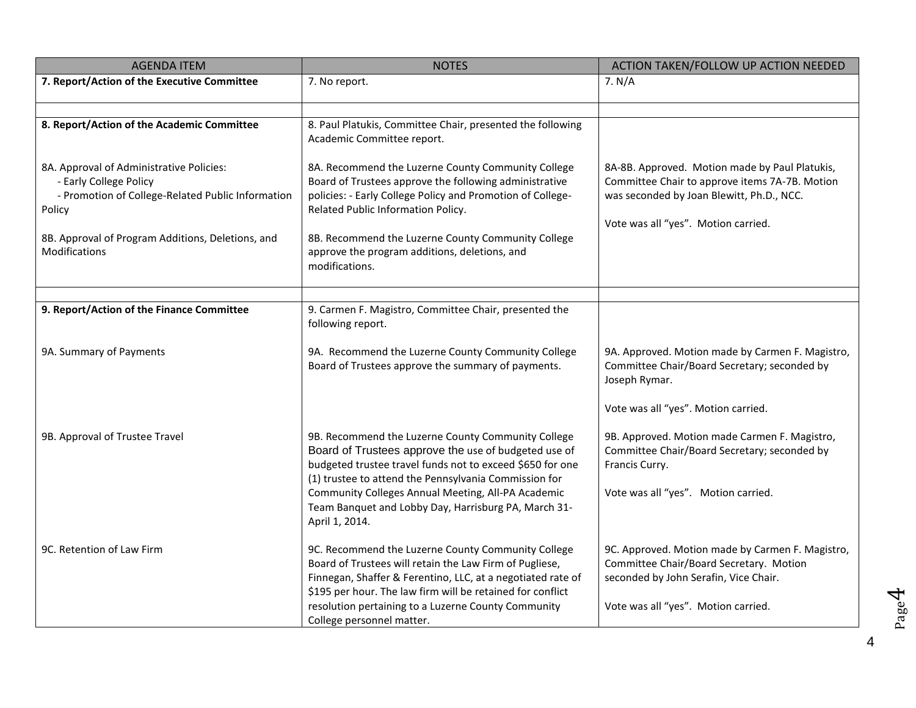| AGENDA ITEM | NOTES | ACTION TAKEN/FOLLOW UP ACTION NEEDED |
|---|---|---|
| **7. Report/Action of the Executive Committee** | 7. No report. | 7. N/A |
| | | |
| **8. Report/Action of the Academic Committee** | 8. Paul Platukis, Committee Chair, presented the following Academic Committee report. | |
| 8A. Approval of Administrative Policies:<br>- Early College Policy<br>- Promotion of College-Related Public Information Policy<br><br>8B. Approval of Program Additions, Deletions, and Modifications | 8A. Recommend the Luzerne County Community College Board of Trustees approve the following administrative policies: - Early College Policy and Promotion of College-Related Public Information Policy.<br><br>8B. Recommend the Luzerne County Community College approve the program additions, deletions, and modifications. | 8A-8B. Approved. Motion made by Paul Platukis, Committee Chair to approve items 7A-7B. Motion was seconded by Joan Blewitt, Ph.D., NCC.<br><br>Vote was all "yes". Motion carried. |
| | | |
| **9. Report/Action of the Finance Committee** | 9. Carmen F. Magistro, Committee Chair, presented the following report. | |
| 9A. Summary of Payments | 9A. Recommend the Luzerne County Community College Board of Trustees approve the summary of payments. | 9A. Approved. Motion made by Carmen F. Magistro, Committee Chair/Board Secretary; seconded by Joseph Rymar.<br><br>Vote was all "yes". Motion carried. |
| 9B. Approval of Trustee Travel | 9B. Recommend the Luzerne County Community College Board of Trustees approve the use of budgeted use of budgeted trustee travel funds not to exceed $650 for one (1) trustee to attend the Pennsylvania Commission for Community Colleges Annual Meeting, All-PA Academic Team Banquet and Lobby Day, Harrisburg PA, March 31-April 1, 2014. | 9B. Approved. Motion made Carmen F. Magistro, Committee Chair/Board Secretary; seconded by Francis Curry.<br><br>Vote was all "yes". Motion carried. |
| 9C. Retention of Law Firm | 9C. Recommend the Luzerne County Community College Board of Trustees will retain the Law Firm of Pugliese, Finnegan, Shaffer & Ferentino, LLC, at a negotiated rate of $195 per hour. The law firm will be retained for conflict resolution pertaining to a Luzerne County Community College personnel matter. | 9C. Approved. Motion made by Carmen F. Magistro, Committee Chair/Board Secretary. Motion seconded by John Serafin, Vice Chair.<br><br>Vote was all "yes". Motion carried. |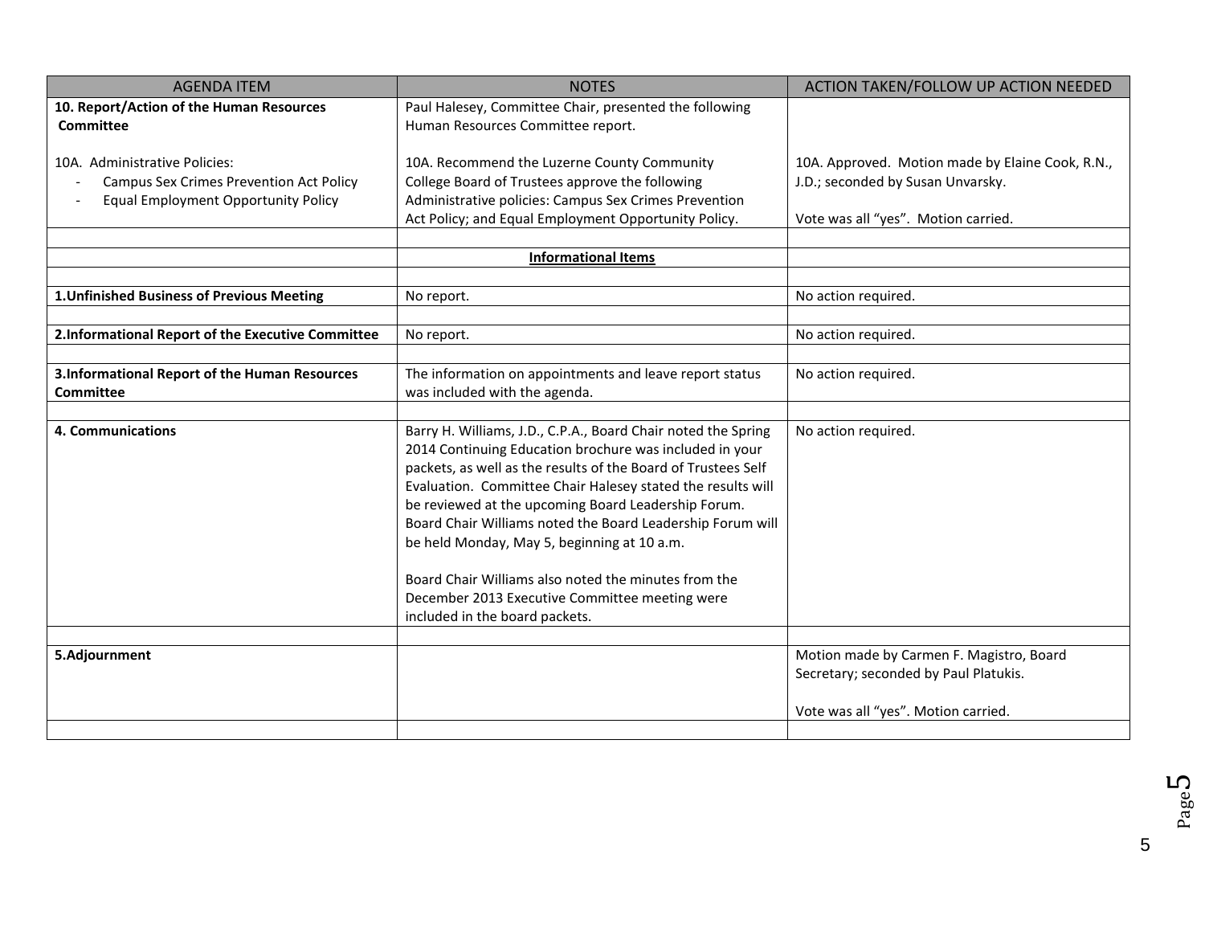| AGENDA ITEM | NOTES | ACTION TAKEN/FOLLOW UP ACTION NEEDED |
|---|---|---|
| **10. Report/Action of the Human Resources Committee** | Paul Halesey, Committee Chair, presented the following Human Resources Committee report. | |
| 10A. Administrative Policies:<br>- Campus Sex Crimes Prevention Act Policy<br>- Equal Employment Opportunity Policy | 10A. Recommend the Luzerne County Community College Board of Trustees approve the following Administrative policies: Campus Sex Crimes Prevention Act Policy; and Equal Employment Opportunity Policy. | 10A. Approved. Motion made by Elaine Cook, R.N., J.D.; seconded by Susan Unvarsky.<br><br>Vote was all "yes". Motion carried. |
| | | |
| | **Informational Items** | |
| | | |
| **1.Unfinished Business of Previous Meeting** | No report. | No action required. |
| | | |
| **2.Informational Report of the Executive Committee** | No report. | No action required. |
| | | |
| **3.Informational Report of the Human Resources Committee** | The information on appointments and leave report status was included with the agenda. | No action required. |
| | | |
| **4. Communications** | Barry H. Williams, J.D., C.P.A., Board Chair noted the Spring 2014 Continuing Education brochure was included in your packets, as well as the results of the Board of Trustees Self Evaluation. Committee Chair Halesey stated the results will be reviewed at the upcoming Board Leadership Forum. Board Chair Williams noted the Board Leadership Forum will be held Monday, May 5, beginning at 10 a.m.<br><br>Board Chair Williams also noted the minutes from the December 2013 Executive Committee meeting were included in the board packets. | No action required. |
| | | |
| **5.Adjournment** | | Motion made by Carmen F. Magistro, Board Secretary; seconded by Paul Platukis.<br><br>Vote was all "yes". Motion carried. |
| | | |